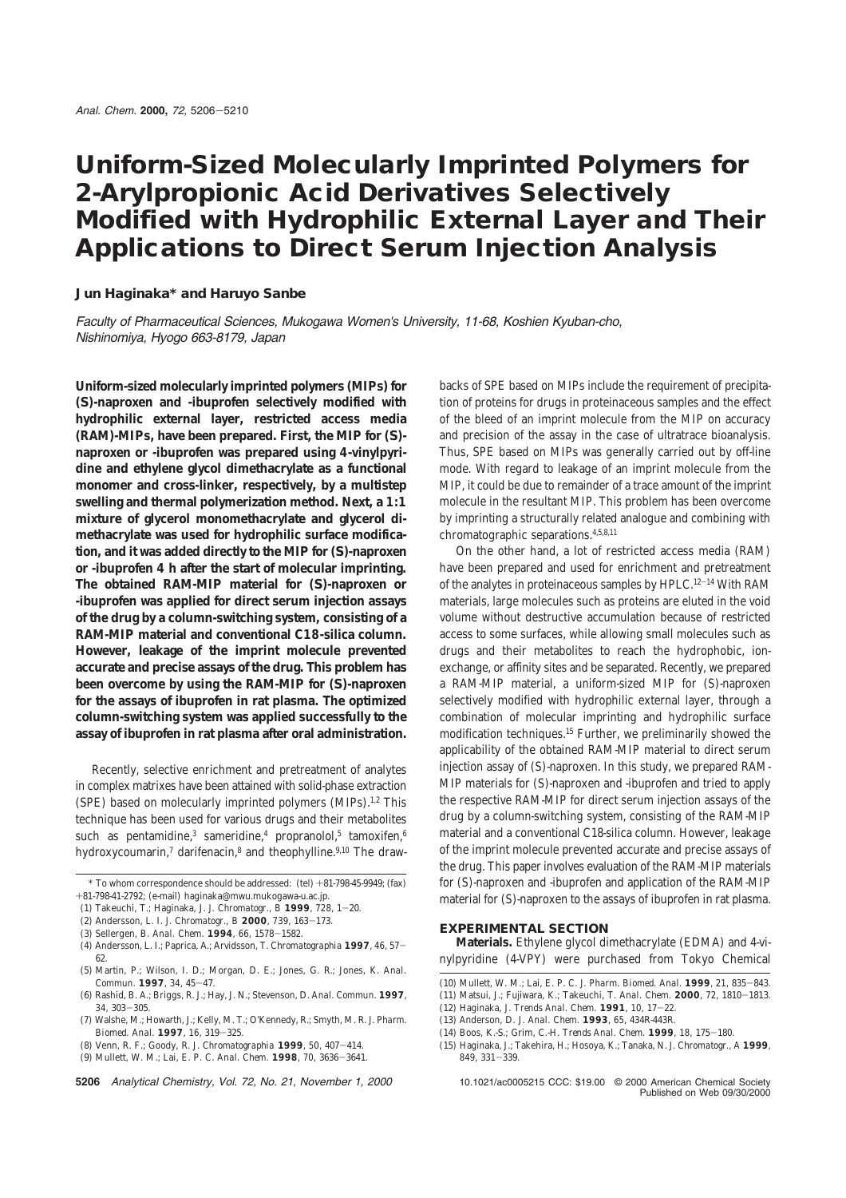# Uniform-Sized Molecularly Imprinted Polymers for 2-Arylpropionic Acid Derivatives Selectively Modified with Hydrophilic External Layer and Their Applications to Direct Serum Injection Analysis

**Jun Haginaka\* and Haruyo Sanbe**

*Faculty of Pharmaceutical Sciences, Mukogawa Women's University, 11-68, Koshien Kyuban-cho, Nishinomiya, Hyogo 663-8179, Japan*

**Uniform-sized molecularly imprinted polymers (MIPs) for (S)-naproxen and -ibuprofen selectively modified with hydrophilic external layer, restricted access media (RAM)-MIPs, have been prepared. First, the MIP for (S)-naproxen or -ibuprofen was prepared using 4-vinylpyridine and ethylene glycol dimethacrylate as a functional monomer and cross-linker, respectively, by a multistep swelling and thermal polymerization method. Next, a 1:1 mixture of glycerol monomethacrylate and glycerol dimethacrylate was used for hydrophilic surface modification, and it was added directly to the MIP for (S)-naproxen or -ibuprofen 4 h after the start of molecular imprinting. The obtained RAM-MIP material for (S)-naproxen or -ibuprofen was applied for direct serum injection assays of the drug by a column-switching system, consisting of a RAM-MIP material and conventional C18-silica column. However, leakage of the imprint molecule prevented accurate and precise assays of the drug. This problem has been overcome by using the RAM-MIP for (S)-naproxen for the assays of ibuprofen in rat plasma. The optimized column-switching system was applied successfully to the assay of ibuprofen in rat plasma after oral administration.**

Recently, selective enrichment and pretreatment of analytes in complex matrixes have been attained with solid-phase extraction (SPE) based on molecularly imprinted polymers (MIPs).[1,2] This technique has been used for various drugs and their metabolites such as pentamidine,[3] sameridine,[4] propranolol,[5] tamoxifen,[6] hydroxycoumarin,[7] darifenacin,[8] and theophylline.[9,10] The drawbacks of SPE based on MIPs include the requirement of precipitation of proteins for drugs in proteinaceous samples and the effect of the bleed of an imprint molecule from the MIP on accuracy and precision of the assay in the case of ultratrace bioanalysis. Thus, SPE based on MIPs was generally carried out by off-line mode. With regard to leakage of an imprint molecule from the MIP, it could be due to remainder of a trace amount of the imprint molecule in the resultant MIP. This problem has been overcome by imprinting a structurally related analogue and combining with chromatographic separations.[4,5,8,11]

On the other hand, a lot of restricted access media (RAM) have been prepared and used for enrichment and pretreatment of the analytes in proteinaceous samples by HPLC.[12-14] With RAM materials, large molecules such as proteins are eluted in the void volume without destructive accumulation because of restricted access to some surfaces, while allowing small molecules such as drugs and their metabolites to reach the hydrophobic, ion-exchange, or affinity sites and be separated. Recently, we prepared a RAM-MIP material, a uniform-sized MIP for (S)-naproxen selectively modified with hydrophilic external layer, through a combination of molecular imprinting and hydrophilic surface modification techniques.[15] Further, we preliminarily showed the applicability of the obtained RAM-MIP material to direct serum injection assay of (S)-naproxen. In this study, we prepared RAM-MIP materials for (S)-naproxen and -ibuprofen and tried to apply the respective RAM-MIP for direct serum injection assays of the drug by a column-switching system, consisting of the RAM-MIP material and a conventional C18-silica column. However, leakage of the imprint molecule prevented accurate and precise assays of the drug. This paper involves evaluation of the RAM-MIP materials for (S)-naproxen and -ibuprofen and application of the RAM-MIP material for (S)-naproxen to the assays of ibuprofen in rat plasma.

## EXPERIMENTAL SECTION

**Materials.** Ethylene glycol dimethacrylate (EDMA) and 4-vinylpyridine (4-VPY) were purchased from Tokyo Chemical

---

\* To whom correspondence should be addressed: (tel) +81-798-45-9949; (fax) +81-798-41-2792; (e-mail) haginaka@mwu.mukogawa-u.ac.jp.

(1) Takeuchi, T.; Haginaka, J. *J. Chromatogr., B* **1999**, *728*, 1-20.
(2) Andersson, L. I. *J. Chromatogr., B* **2000**, *739*, 163-173.
(3) Sellergen, B. *Anal. Chem.* **1994**, *66*, 1578-1582.
(4) Andersson, L. I.; Paprica, A.; Arvidsson, T. *Chromatographia* **1997**, *46*, 57-62.
(5) Martin, P.; Wilson, I. D.; Morgan, D. E.; Jones, G. R.; Jones, K. *Anal. Commun.* **1997**, *34*, 45-47.
(6) Rashid, B. A.; Briggs, R. J.; Hay, J. N.; Stevenson, D. *Anal. Commun.* **1997**, *34*, 303-305.
(7) Walshe, M.; Howarth, J.; Kelly, M. T.; O'Kennedy, R.; Smyth, M. R. *J. Pharm. Biomed. Anal.* **1997**, *16*, 319-325.
(8) Venn, R. F.; Goody, R. J. *Chromatographia* **1999**, *50*, 407-414.
(9) Mullett, W. M.; Lai, E. P. C. *Anal. Chem.* **1998**, *70*, 3636-3641.
(10) Mullett, W. M.; Lai, E. P. C. *J. Pharm. Biomed. Anal.* **1999**, *21*, 835-843.
(11) Matsui, J.; Fujiwara, K.; Takeuchi, T. *Anal. Chem.* **2000**, *72*, 1810-1813.
(12) Haginaka, J. *Trends Anal. Chem.* **1991**, *10*, 17-22.
(13) Anderson, D. J. *Anal. Chem.* **1993**, *65*, 434R-443R.
(14) Boos, K.-S.; Grim, C.-H. *Trends Anal. Chem.* **1999**, *18*, 175-180.
(15) Haginaka, J.; Takehira, H.; Hosoya, K.; Tanaka, N. *J. Chromatogr., A* **1999**, *849*, 331-339.

10.1021/ac0005215 CCC: $19.00 © 2000 American Chemical Society
Published on Web 09/30/2000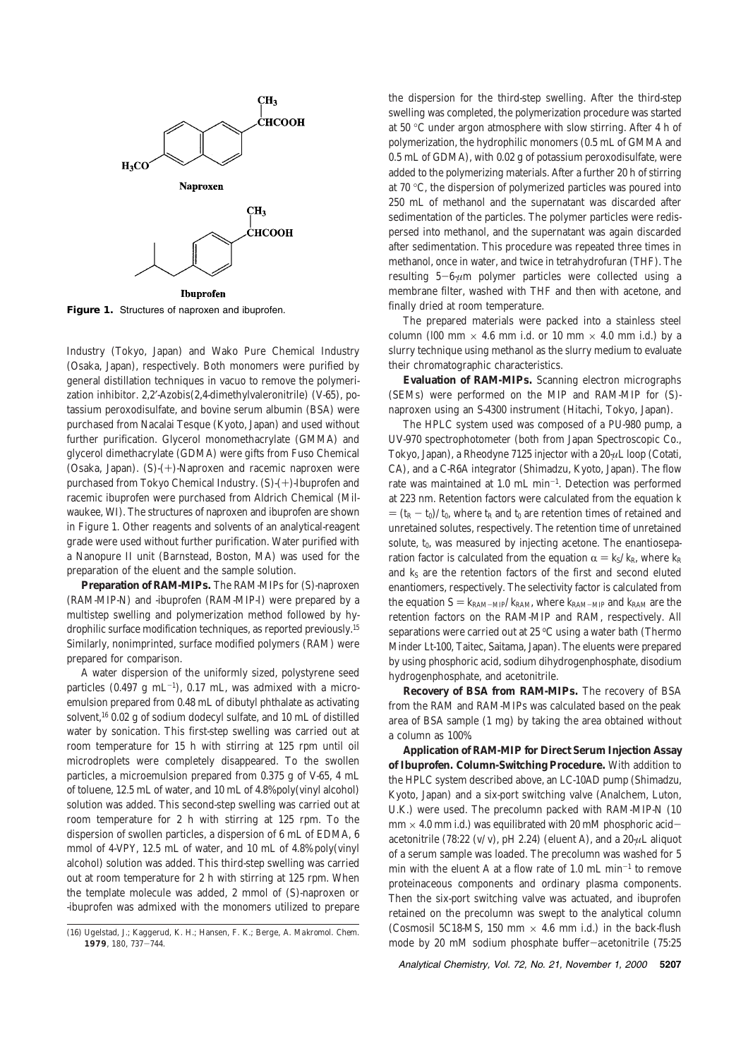Naproxen

Ibuprofen

**Figure 1.** Structures of naproxen and ibuprofen.

Industry (Tokyo, Japan) and Wako Pure Chemical Industry (Osaka, Japan), respectively. Both monomers were purified by general distillation techniques in vacuo to remove the polymerization inhibitor. 2,2′-Azobis(2,4-dimethylvaleronitrile) (V-65), potassium peroxodisulfate, and bovine serum albumin (BSA) were purchased from Nacalai Tesque (Kyoto, Japan) and used without further purification. Glycerol monomethacrylate (GMMA) and glycerol dimethacrylate (GDMA) were gifts from Fuso Chemical (Osaka, Japan). (*S*)-(+)-Naproxen and racemic naproxen were purchased from Tokyo Chemical Industry. (*S*)-(+)-Ibuprofen and racemic ibuprofen were purchased from Aldrich Chemical (Milwaukee, WI). The structures of naproxen and ibuprofen are shown in Figure 1. Other reagents and solvents of an analytical-reagent grade were used without further purification. Water purified with a Nanopure II unit (Barnstead, Boston, MA) was used for the preparation of the eluent and the sample solution.

**Preparation of RAM-MIPs.** The RAM-MIPs for (*S*)-naproxen (RAM-MIP-N) and -ibuprofen (RAM-MIP-I) were prepared by a multistep swelling and polymerization method followed by hydrophilic surface modification techniques, as reported previously.[15] Similarly, nonimprinted, surface modified polymers (RAM) were prepared for comparison.

A water dispersion of the uniformly sized, polystyrene seed particles (0.497 g $mL^{-1}$), 0.17 mL, was admixed with a microemulsion prepared from 0.48 mL of dibutyl phthalate as activating solvent,[16] 0.02 g of sodium dodecyl sulfate, and 10 mL of distilled water by sonication. This first-step swelling was carried out at room temperature for 15 h with stirring at 125 rpm until oil microdroplets were completely disappeared. To the swollen particles, a microemulsion prepared from 0.375 g of V-65, 4 mL of toluene, 12.5 mL of water, and 10 mL of 4.8% poly(vinyl alcohol) solution was added. This second-step swelling was carried out at room temperature for 2 h with stirring at 125 rpm. To the dispersion of swollen particles, a dispersion of 6 mL of EDMA, 6 mmol of 4-VPY, 12.5 mL of water, and 10 mL of 4.8% poly(vinyl alcohol) solution was added. This third-step swelling was carried out at room temperature for 2 h with stirring at 125 rpm. When the template molecule was added, 2 mmol of (*S*)-naproxen or -ibuprofen was admixed with the monomers utilized to prepare the dispersion for the third-step swelling. After the third-step swelling was completed, the polymerization procedure was started at 50 °C under argon atmosphere with slow stirring. After 4 h of polymerization, the hydrophilic monomers (0.5 mL of GMMA and 0.5 mL of GDMA), with 0.02 g of potassium peroxodisulfate, were added to the polymerizing materials. After a further 20 h of stirring at 70 °C, the dispersion of polymerized particles was poured into 250 mL of methanol and the supernatant was discarded after sedimentation of the particles. The polymer particles were redispersed into methanol, and the supernatant was again discarded after sedimentation. This procedure was repeated three times in methanol, once in water, and twice in tetrahydrofuran (THF). The resulting 5−6-μm polymer particles were collected using a membrane filter, washed with THF and then with acetone, and finally dried at room temperature.

The prepared materials were packed into a stainless steel column (l00 mm × 4.6 mm i.d. or 10 mm × 4.0 mm i.d.) by a slurry technique using methanol as the slurry medium to evaluate their chromatographic characteristics.

**Evaluation of RAM-MIPs.** Scanning electron micrographs (SEMs) were performed on the MIP and RAM-MIP for (*S*)-naproxen using an S-4300 instrument (Hitachi, Tokyo, Japan).

The HPLC system used was composed of a PU-980 pump, a UV-970 spectrophotometer (both from Japan Spectroscopic Co., Tokyo, Japan), a Rheodyne 7125 injector with a 20-μL loop (Cotati, CA), and a C-R6A integrator (Shimadzu, Kyoto, Japan). The flow rate was maintained at 1.0 mL $min^{-1}$. Detection was performed at 223 nm. Retention factors were calculated from the equation $k = (t_R - t_0)/t_0$, where $t_R$ and $t_0$ are retention times of retained and unretained solutes, respectively. The retention time of unretained solute, $t_0$, was measured by injecting acetone. The enantioseparation factor is calculated from the equation $\alpha = k_S/k_R$, where $k_R$ and $k_S$ are the retention factors of the first and second eluted enantiomers, respectively. The selectivity factor is calculated from the equation $S = k_{RAM-MIP}/k_{RAM}$, where $k_{RAM-MIP}$ and $k_{RAM}$ are the retention factors on the RAM-MIP and RAM, respectively. All separations were carried out at 25 °C using a water bath (Thermo Minder Lt-100, Taitec, Saitama, Japan). The eluents were prepared by using phosphoric acid, sodium dihydrogenphosphate, disodium hydrogenphosphate, and acetonitrile.

**Recovery of BSA from RAM-MIPs.** The recovery of BSA from the RAM and RAM-MIPs was calculated based on the peak area of BSA sample (1 mg) by taking the area obtained without a column as 100%.

**Application of RAM-MIP for Direct Serum Injection Assay of Ibuprofen. Column-Switching Procedure.** With addition to the HPLC system described above, an LC-10AD pump (Shimadzu, Kyoto, Japan) and a six-port switching valve (Analchem, Luton, U.K.) were used. The precolumn packed with RAM-MIP-N (10 mm × 4.0 mm i.d.) was equilibrated with 20 mM phosphoric acid−acetonitrile (78:22 (v/v), pH 2.24) (eluent A), and a 20-μL aliquot of a serum sample was loaded. The precolumn was washed for 5 min with the eluent A at a flow rate of 1.0 mL $min^{-1}$ to remove proteinaceous components and ordinary plasma components. Then the six-port switching valve was actuated, and ibuprofen retained on the precolumn was swept to the analytical column (Cosmosil 5C18-MS, 150 mm × 4.6 mm i.d.) in the back-flush mode by 20 mM sodium phosphate buffer−acetonitrile (75:25

(16) Ugelstad, J.; Kaggerud, K. H.; Hansen, F. K.; Berge, A. *Makromol. Chem.* **1979**, *180*, 737−744.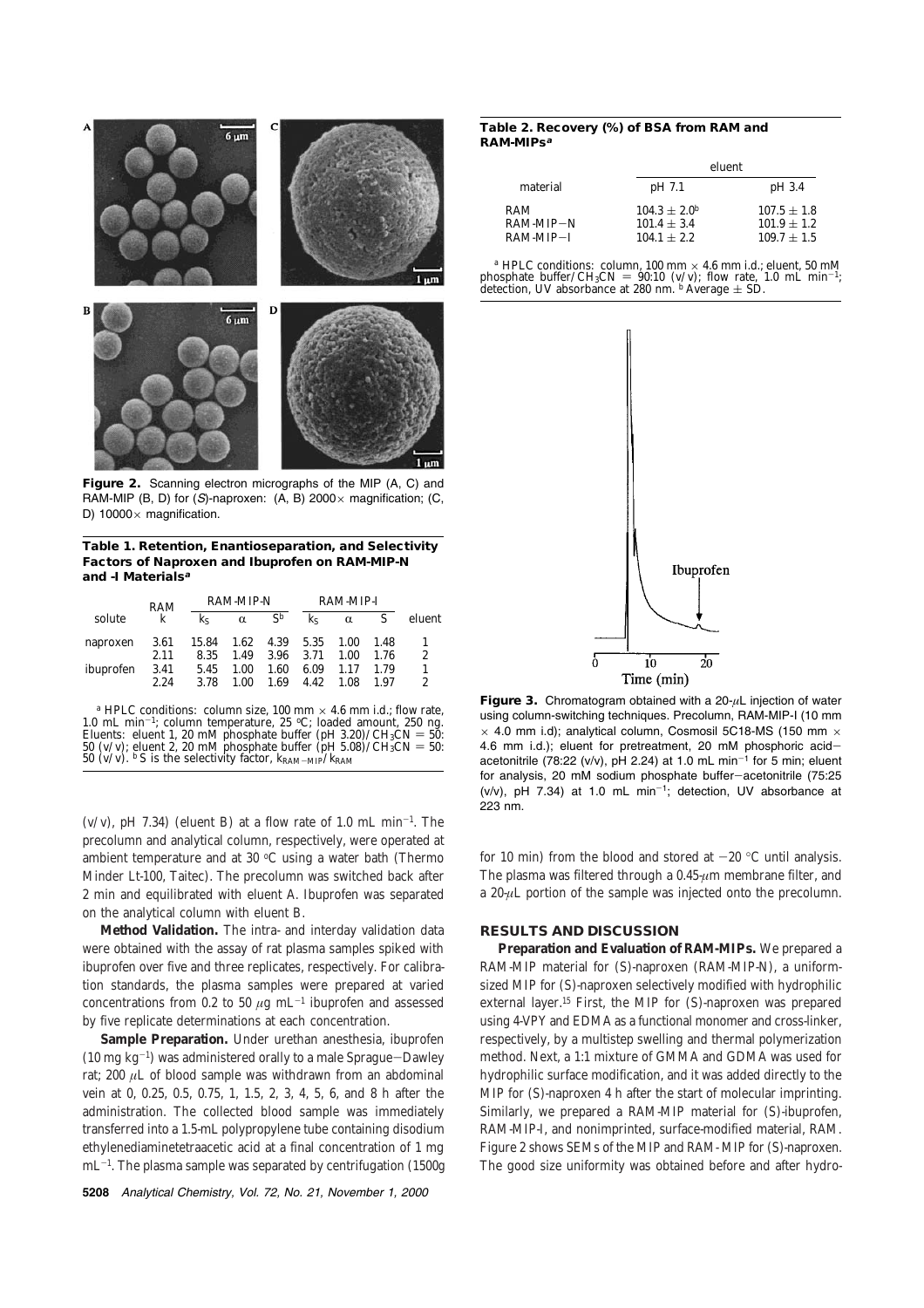**Figure 2.** Scanning electron micrographs of the MIP (A, C) and RAM-MIP (B, D) for (*S*)-naproxen: (A, B) 2000× magnification; (C, D) 10000× magnification.

**Table 1. Retention, Enantioseparation, and Selectivity Factors of Naproxen and Ibuprofen on RAM-MIP-N and -I Materials[a]**

| solute | RAM | RAM-MIP-N | | | RAM-MIP-I | | | eluent |
|---|---|---|---|---|---|---|---|---|
| | $k$ | $k_S$ | $\alpha$ | $S$[b] | $k_S$ | $\alpha$ | $S$ | |
| naproxen | 3.61 | 15.84 | 1.62 | 4.39 | 5.35 | 1.00 | 1.48 | 1 |
| | 2.11 | 8.35 | 1.49 | 3.96 | 3.71 | 1.00 | 1.76 | 2 |
| ibuprofen | 3.41 | 5.45 | 1.00 | 1.60 | 6.09 | 1.17 | 1.79 | 1 |
| | 2.24 | 3.78 | 1.00 | 1.69 | 4.42 | 1.08 | 1.97 | 2 |

[a] HPLC conditions: column size, 100 mm × 4.6 mm i.d.; flow rate, 1.0 mL min$^{-1}$; column temperature, 25 °C; loaded amount, 250 ng. Eluents: eluent 1, 20 mM phosphate buffer (pH 3.20)/$CH_3CN$ = 50:50 (v/v); eluent 2, 20 mM phosphate buffer (pH 5.08)/$CH_3CN$ = 50:50 (v/v). [b] $S$ is the selectivity factor, $k_{RAM-MIP}/k_{RAM}$

(v/v), pH 7.34) (eluent B) at a flow rate of 1.0 mL min$^{-1}$. The precolumn and analytical column, respectively, were operated at ambient temperature and at 30 °C using a water bath (Thermo Minder Lt-100, Taitec). The precolumn was switched back after 2 min and equilibrated with eluent A. Ibuprofen was separated on the analytical column with eluent B.

**Method Validation.** The intra- and interday validation data were obtained with the assay of rat plasma samples spiked with ibuprofen over five and three replicates, respectively. For calibration standards, the plasma samples were prepared at varied concentrations from 0.2 to 50 μg mL$^{-1}$ ibuprofen and assessed by five replicate determinations at each concentration.

**Sample Preparation.** Under urethan anesthesia, ibuprofen (10 mg kg$^{-1}$) was administered orally to a male Sprague–Dawley rat; 200 μL of blood sample was withdrawn from an abdominal vein at 0, 0.25, 0.5, 0.75, 1, 1.5, 2, 3, 4, 5, 6, and 8 h after the administration. The collected blood sample was immediately transferred into a 1.5-mL polypropylene tube containing disodium ethylenediaminetetraacetic acid at a final concentration of 1 mg mL$^{-1}$. The plasma sample was separated by centrifugation (1500*g* for 10 min) from the blood and stored at −20 °C until analysis. The plasma was filtered through a 0.45-μm membrane filter, and a 20-μL portion of the sample was injected onto the precolumn.

**Table 2. Recovery (%) of BSA from RAM and RAM-MIPs[a]**

| material | eluent | |
|---|---|---|
| | pH 7.1 | pH 3.4 |
| RAM | 104.3 ± 2.0[b] | 107.5 ± 1.8 |
| RAM-MIP–N | 101.4 ± 3.4 | 101.9 ± 1.2 |
| RAM-MIP–I | 104.1 ± 2.2 | 109.7 ± 1.5 |

[a] HPLC conditions: column, 100 mm × 4.6 mm i.d.; eluent, 50 mM phosphate buffer/$CH_3CN$ = 90:10 (v/v); flow rate, 1.0 mL min$^{-1}$; detection, UV absorbance at 280 nm. [b] Average ± SD.

**Figure 3.** Chromatogram obtained with a 20-μL injection of water using column-switching techniques. Precolumn, RAM-MIP-I (10 mm × 4.0 mm i.d); analytical column, Cosmosil 5C18-MS (150 mm × 4.6 mm i.d.); eluent for pretreatment, 20 mM phosphoric acid–acetonitrile (78:22 (v/v), pH 2.24) at 1.0 mL min$^{-1}$ for 5 min; eluent for analysis, 20 mM sodium phosphate buffer–acetonitrile (75:25 (v/v), pH 7.34) at 1.0 mL min$^{-1}$; detection, UV absorbance at 223 nm.

## RESULTS AND DISCUSSION

**Preparation and Evaluation of RAM-MIPs.** We prepared a RAM-MIP material for (S)-naproxen (RAM-MIP-N), a uniform-sized MIP for (S)-naproxen selectively modified with hydrophilic external layer.[15] First, the MIP for (S)-naproxen was prepared using 4-VPY and EDMA as a functional monomer and cross-linker, respectively, by a multistep swelling and thermal polymerization method. Next, a 1:1 mixture of GMMA and GDMA was used for hydrophilic surface modification, and it was added directly to the MIP for (S)-naproxen 4 h after the start of molecular imprinting. Similarly, we prepared a RAM-MIP material for (S)-ibuprofen, RAM-MIP-I, and nonimprinted, surface-modified material, RAM. Figure 2 shows SEMs of the MIP and RAM-MIP for (S)-naproxen. The good size uniformity was obtained before and after hydro-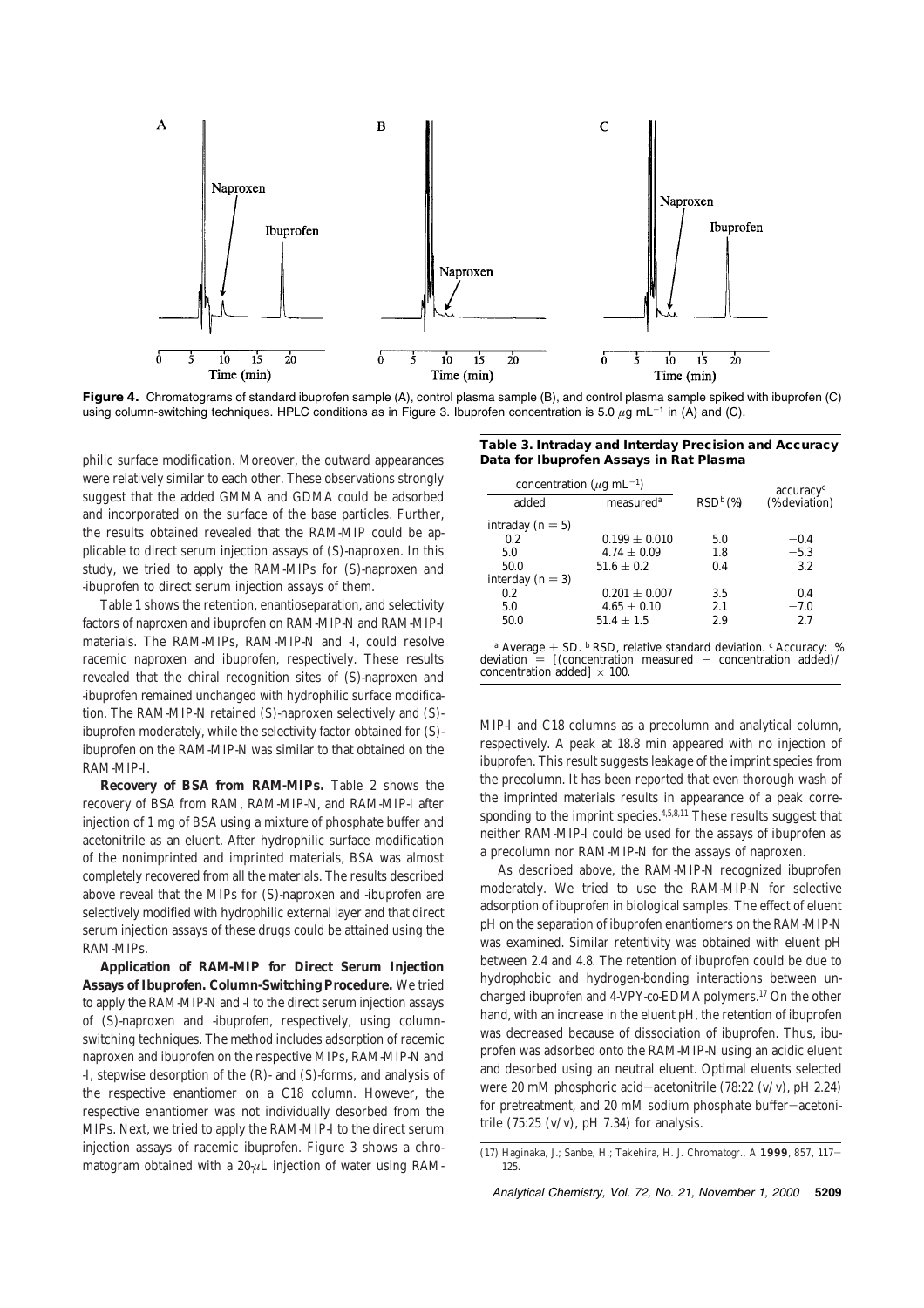A

Naproxen

Ibuprofen

0 5 10 15 20

Time (min)

B

Naproxen

0 5 10 15 20

Time (min)

C

Naproxen

Ibuprofen

0 5 10 15 20

Time (min)

**Figure 4.** Chromatograms of standard ibuprofen sample (A), control plasma sample (B), and control plasma sample spiked with ibuprofen (C) using column-switching techniques. HPLC conditions as in Figure 3. Ibuprofen concentration is 5.0 μg mL$^{-1}$ in (A) and (C).

philic surface modification. Moreover, the outward appearances were relatively similar to each other. These observations strongly suggest that the added GMMA and GDMA could be adsorbed and incorporated on the surface of the base particles. Further, the results obtained revealed that the RAM-MIP could be applicable to direct serum injection assays of (*S*)-naproxen. In this study, we tried to apply the RAM-MIPs for (*S*)-naproxen and -ibuprofen to direct serum injection assays of them.

Table 1 shows the retention, enantioseparation, and selectivity factors of naproxen and ibuprofen on RAM-MIP-N and RAM-MIP-I materials. The RAM-MIPs, RAM-MIP-N and -I, could resolve racemic naproxen and ibuprofen, respectively. These results revealed that the chiral recognition sites of (*S*)-naproxen and -ibuprofen remained unchanged with hydrophilic surface modification. The RAM-MIP-N retained (*S*)-naproxen selectively and (*S*)-ibuprofen moderately, while the selectivity factor obtained for (*S*)-ibuprofen on the RAM-MIP-N was similar to that obtained on the RAM-MIP-I.

**Recovery of BSA from RAM-MIPs.** Table 2 shows the recovery of BSA from RAM, RAM-MIP-N, and RAM-MIP-I after injection of 1 mg of BSA using a mixture of phosphate buffer and acetonitrile as an eluent. After hydrophilic surface modification of the nonimprinted and imprinted materials, BSA was almost completely recovered from all the materials. The results described above reveal that the MIPs for (*S*)-naproxen and -ibuprofen are selectively modified with hydrophilic external layer and that direct serum injection assays of these drugs could be attained using the RAM-MIPs.

**Application of RAM-MIP for Direct Serum Injection Assays of Ibuprofen. Column-Switching Procedure.** We tried to apply the RAM-MIP-N and -I to the direct serum injection assays of (*S*)-naproxen and -ibuprofen, respectively, using column-switching techniques. The method includes adsorption of racemic naproxen and ibuprofen on the respective MIPs, RAM-MIP-N and -I, stepwise desorption of the (*R*)- and (*S*)-forms, and analysis of the respective enantiomer on a C18 column. However, the respective enantiomer was not individually desorbed from the MIPs. Next, we tried to apply the RAM-MIP-I to the direct serum injection assays of racemic ibuprofen. Figure 3 shows a chromatogram obtained with a 20-μL injection of water using RAM-MIP-I and C18 columns as a precolumn and analytical column, respectively. A peak at 18.8 min appeared with no injection of ibuprofen. This result suggests leakage of the imprint species from the precolumn. It has been reported that even thorough wash of the imprinted materials results in appearance of a peak corresponding to the imprint species.[4,5,8,11] These results suggest that neither RAM-MIP-I could be used for the assays of ibuprofen as a precolumn nor RAM-MIP-N for the assays of naproxen.

As described above, the RAM-MIP-N recognized ibuprofen moderately. We tried to use the RAM-MIP-N for selective adsorption of ibuprofen in biological samples. The effect of eluent pH on the separation of ibuprofen enantiomers on the RAM-MIP-N was examined. Similar retentivity was obtained with eluent pH between 2.4 and 4.8. The retention of ibuprofen could be due to hydrophobic and hydrogen-bonding interactions between uncharged ibuprofen and 4-VPY-*co*-EDMA polymers.[17] On the other hand, with an increase in the eluent pH, the retention of ibuprofen was decreased because of dissociation of ibuprofen. Thus, ibuprofen was adsorbed onto the RAM-MIP-N using an acidic eluent and desorbed using an neutral eluent. Optimal eluents selected were 20 mM phosphoric acid–acetonitrile (78:22 (v/v), pH 2.24) for pretreatment, and 20 mM sodium phosphate buffer–acetonitrile (75:25 (v/v), pH 7.34) for analysis.

**Table 3. Intraday and Interday Precision and Accuracy Data for Ibuprofen Assays in Rat Plasma**

| concentration (μg mL$^{-1}$) | | | accuracy[c] |
|---|---|---|---|
| added | measured[a] | RSD[b] (%) | (%deviation) |
| intraday ($n = 5$) | | | |
| 0.2 | 0.199 ± 0.010 | 5.0 | −0.4 |
| 5.0 | 4.74 ± 0.09 | 1.8 | −5.3 |
| 50.0 | 51.6 ± 0.2 | 0.4 | 3.2 |
| interday ($n = 3$) | | | |
| 0.2 | 0.201 ± 0.007 | 3.5 | 0.4 |
| 5.0 | 4.65 ± 0.10 | 2.1 | −7.0 |
| 50.0 | 51.4 ± 1.5 | 2.9 | 2.7 |

[a] Average ± SD. [b] RSD, relative standard deviation. [c] Accuracy: % deviation = [(concentration measured − concentration added)/concentration added] × 100.

(17) Haginaka, J.; Sanbe, H.; Takehira, H. *J. Chromatogr., A* **1999**, *857*, 117–125.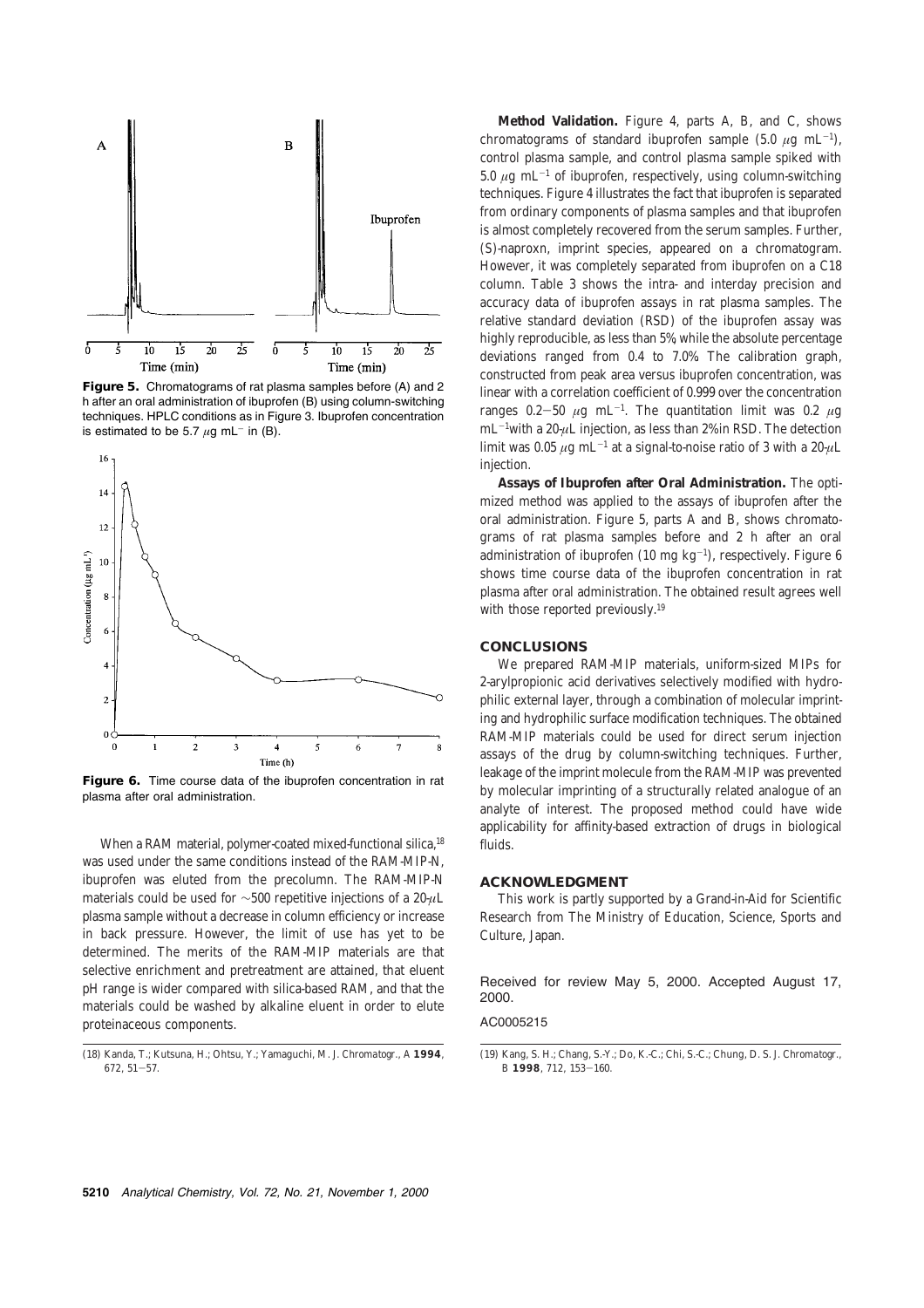A

B

Ibuprofen

0 5 10 15 20 25

Time (min)

0 5 10 15 20 25

Time (min)

**Figure 5.** Chromatograms of rat plasma samples before (A) and 2 h after an oral administration of ibuprofen (B) using column-switching techniques. HPLC conditions as in Figure 3. Ibuprofen concentration is estimated to be 5.7 $\mu$g mL$^{-}$ in (B).

Concentration ($\mu$g mL$^{-1}$)

0 2 4 6 8 10 12 14 16

0 1 2 3 4 5 6 7 8

Time (h)

**Figure 6.** Time course data of the ibuprofen concentration in rat plasma after oral administration.

When a RAM material, polymer-coated mixed-functional silica,[18] was used under the same conditions instead of the RAM-MIP-N, ibuprofen was eluted from the precolumn. The RAM-MIP-N materials could be used for ~500 repetitive injections of a 20-$\mu$L plasma sample without a decrease in column efficiency or increase in back pressure. However, the limit of use has yet to be determined. The merits of the RAM-MIP materials are that selective enrichment and pretreatment are attained, that eluent pH range is wider compared with silica-based RAM, and that the materials could be washed by alkaline eluent in order to elute proteinaceous components.

**Method Validation.** Figure 4, parts A, B, and C, shows chromatograms of standard ibuprofen sample (5.0 $\mu$g mL$^{-1}$), control plasma sample, and control plasma sample spiked with 5.0 $\mu$g mL$^{-1}$ of ibuprofen, respectively, using column-switching techniques. Figure 4 illustrates the fact that ibuprofen is separated from ordinary components of plasma samples and that ibuprofen is almost completely recovered from the serum samples. Further, (*S*)-naproxn, imprint species, appeared on a chromatogram. However, it was completely separated from ibuprofen on a C18 column. Table 3 shows the intra- and interday precision and accuracy data of ibuprofen assays in rat plasma samples. The relative standard deviation (RSD) of the ibuprofen assay was highly reproducible, as less than 5%, while the absolute percentage deviations ranged from 0.4 to 7.0%. The calibration graph, constructed from peak area versus ibuprofen concentration, was linear with a correlation coefficient of 0.999 over the concentration ranges 0.2-50 $\mu$g mL$^{-1}$. The quantitation limit was 0.2 $\mu$g mL$^{-1}$with a 20-$\mu$L injection, as less than 2% in RSD. The detection limit was 0.05 $\mu$g mL$^{-1}$ at a signal-to-noise ratio of 3 with a 20-$\mu$L injection.

**Assays of Ibuprofen after Oral Administration.** The optimized method was applied to the assays of ibuprofen after the oral administration. Figure 5, parts A and B, shows chromatograms of rat plasma samples before and 2 h after an oral administration of ibuprofen (10 mg kg$^{-1}$), respectively. Figure 6 shows time course data of the ibuprofen concentration in rat plasma after oral administration. The obtained result agrees well with those reported previously.[19]

## CONCLUSIONS

We prepared RAM-MIP materials, uniform-sized MIPs for 2-arylpropionic acid derivatives selectively modified with hydrophilic external layer, through a combination of molecular imprinting and hydrophilic surface modification techniques. The obtained RAM-MIP materials could be used for direct serum injection assays of the drug by column-switching techniques. Further, leakage of the imprint molecule from the RAM-MIP was prevented by molecular imprinting of a structurally related analogue of an analyte of interest. The proposed method could have wide applicability for affinity-based extraction of drugs in biological fluids.

## ACKNOWLEDGMENT

This work is partly supported by a Grand-in-Aid for Scientific Research from The Ministry of Education, Science, Sports and Culture, Japan.

Received for review May 5, 2000. Accepted August 17, 2000.

AC0005215

(18) Kanda, T.; Kutsuna, H.; Ohtsu, Y.; Yamaguchi, M. *J. Chromatogr., A* **1994**, *672*, 51-57.

(19) Kang, S. H.; Chang, S.-Y.; Do, K.-C.; Chi, S.-C.; Chung, D. S. *J. Chromatogr., B* **1998**, *712*, 153-160.